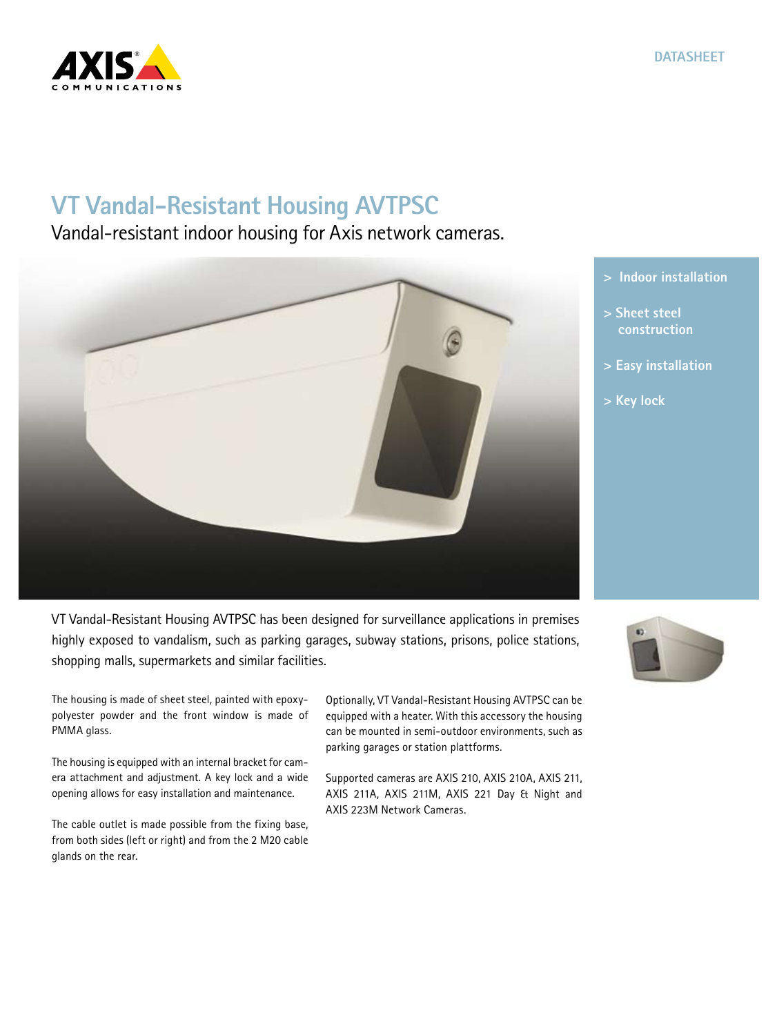DATASHEET

# VT Vandal-Resistant Housing AVTPSC

Vandal-resistant indoor housing for Axis network cameras.

- > Indoor installation
- > Sheet steel construction
- > Easy installation
- > Key lock

VT Vandal-Resistant Housing AVTPSC has been designed for surveillance applications in premises highly exposed to vandalism, such as parking garages, subway stations, prisons, police stations, shopping malls, supermarkets and similar facilities.

The housing is made of sheet steel, painted with epoxy-polyester powder and the front window is made of PMMA glass.

The housing is equipped with an internal bracket for camera attachment and adjustment. A key lock and a wide opening allows for easy installation and maintenance.

The cable outlet is made possible from the fixing base, from both sides (left or right) and from the 2 M20 cable glands on the rear.

Optionally, VT Vandal-Resistant Housing AVTPSC can be equipped with a heater. With this accessory the housing can be mounted in semi-outdoor environments, such as parking garages or station plattforms.

Supported cameras are AXIS 210, AXIS 210A, AXIS 211, AXIS 211A, AXIS 211M, AXIS 221 Day & Night and AXIS 223M Network Cameras.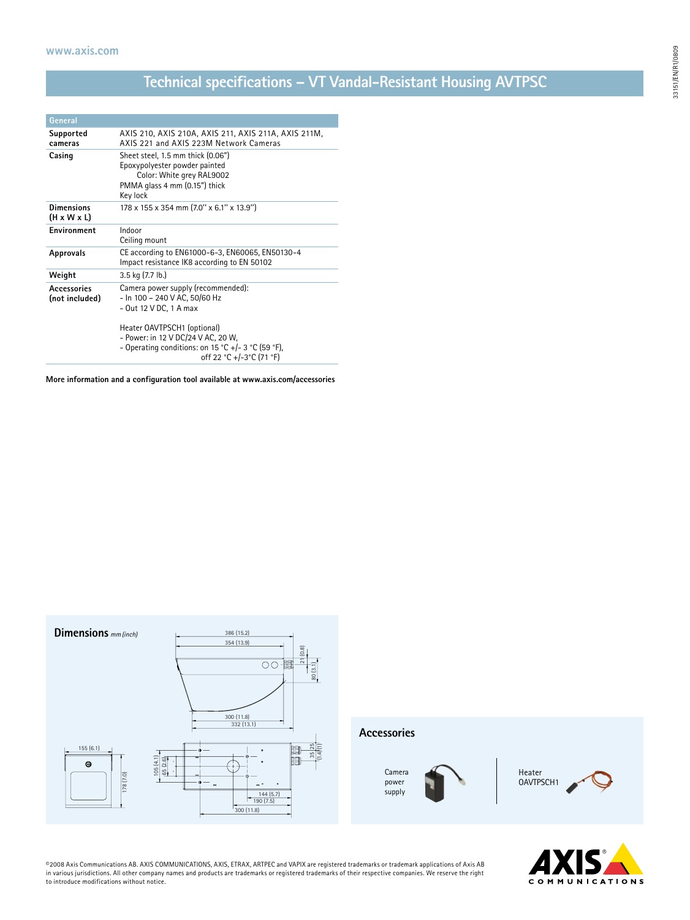# Technical specifications – VT Vandal-Resistant Housing AVTPSC

| General | |
|---|---|
| **Supported cameras** | AXIS 210, AXIS 210A, AXIS 211, AXIS 211A, AXIS 211M, AXIS 221 and AXIS 223M Network Cameras |
| **Casing** | Sheet steel, 1.5 mm thick (0.06")<br>Epoxypolyester powder painted<br>Color: White grey RAL9002<br>PMMA glass 4 mm (0.15") thick<br>Key lock |
| **Dimensions (H x W x L)** | 178 x 155 x 354 mm (7.0" x 6.1" x 13.9") |
| **Environment** | Indoor<br>Ceiling mount |
| **Approvals** | CE according to EN61000-6-3, EN60065, EN50130-4<br>Impact resistance IK8 according to EN 50102 |
| **Weight** | 3.5 kg (7.7 lb.) |
| **Accessories (not included)** | Camera power supply (recommended):<br>- In 100 – 240 V AC, 50/60 Hz<br>- Out 12 V DC, 1 A max<br><br>Heater OAVTPSCH1 (optional)<br>- Power: in 12 V DC/24 V AC, 20 W,<br>- Operating conditions: on 15 °C +/- 3 °C (59 °F),<br>off 22 °C +/-3°C (71 °F) |

**More information and a configuration tool available at www.axis.com/accessories**

## Dimensions *mm (inch)*

386 (15.2)
354 (13.9)
21 (0.8)
80 (3.1)
300 (11.8)
332 (13.1)
155 (6.1)
178 (7.0)
105 (4.1)
65 (2.6)
35 (1.4)
25 (1)
144 (5.7)
190 (7.5)
300 (11.8)

## Accessories

Camera power supply

Heater OAVTPSCH1

©2008 Axis Communications AB. AXIS COMMUNICATIONS, AXIS, ETRAX, ARTPEC and VAPIX are registered trademarks or trademark applications of Axis AB in various jurisdictions. All other company names and products are trademarks or registered trademarks of their respective companies. We reserve the right to introduce modifications without notice.